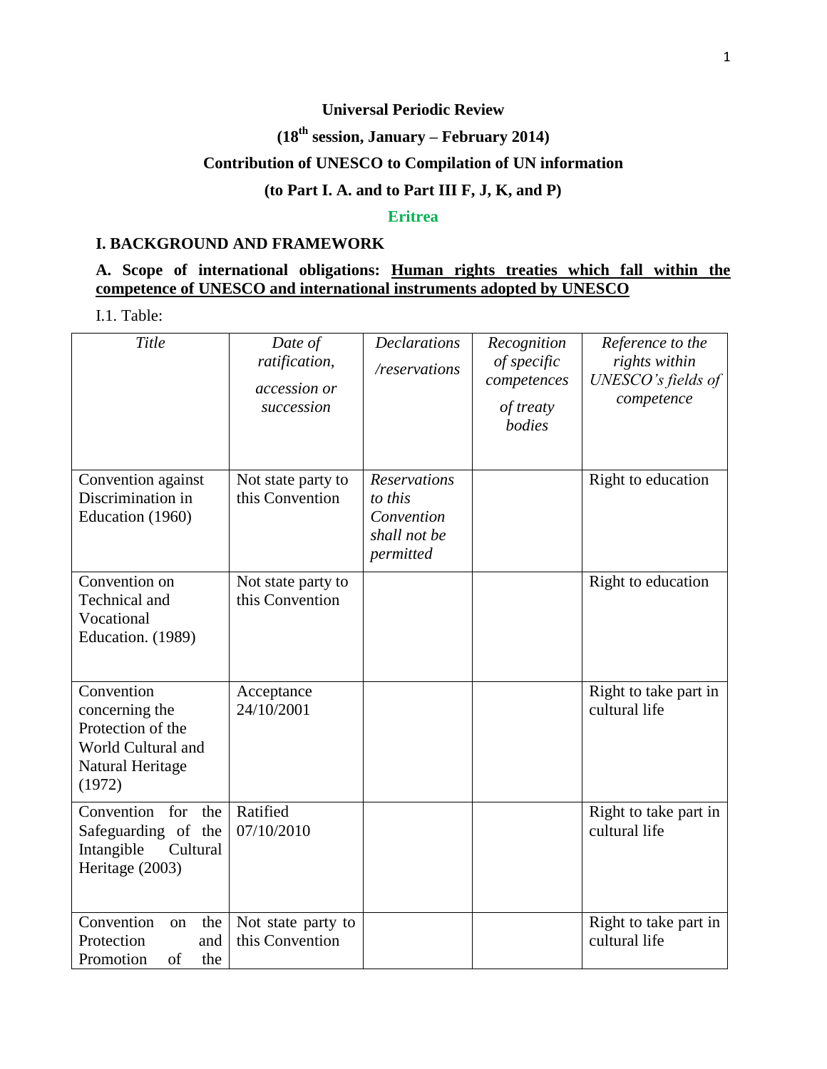**Universal Periodic Review**

**(18th session, January – February 2014)**

**Contribution of UNESCO to Compilation of UN information**

**(to Part I. A. and to Part III F, J, K, and P)**

**Eritrea**

## I. BACKGROUND AND FRAMEWORK

### A. Scope of international obligations: Human rights treaties which fall within the competence of UNESCO and international instruments adopted by UNESCO

I.1. Table:

| *Title* | *Date of ratification, accession or succession* | *Declarations /reservations* | *Recognition of specific competences of treaty bodies* | *Reference to the rights within UNESCO's fields of competence* |
|---|---|---|---|---|
| Convention against Discrimination in Education (1960) | Not state party to this Convention | *Reservations to this Convention shall not be permitted* | | Right to education |
| Convention on Technical and Vocational Education. (1989) | Not state party to this Convention | | | Right to education |
| Convention concerning the Protection of the World Cultural and Natural Heritage (1972) | Acceptance 24/10/2001 | | | Right to take part in cultural life |
| Convention for the Safeguarding of the Intangible Cultural Heritage (2003) | Ratified 07/10/2010 | | | Right to take part in cultural life |
| Convention on the Protection and Promotion of the | Not state party to this Convention | | | Right to take part in cultural life |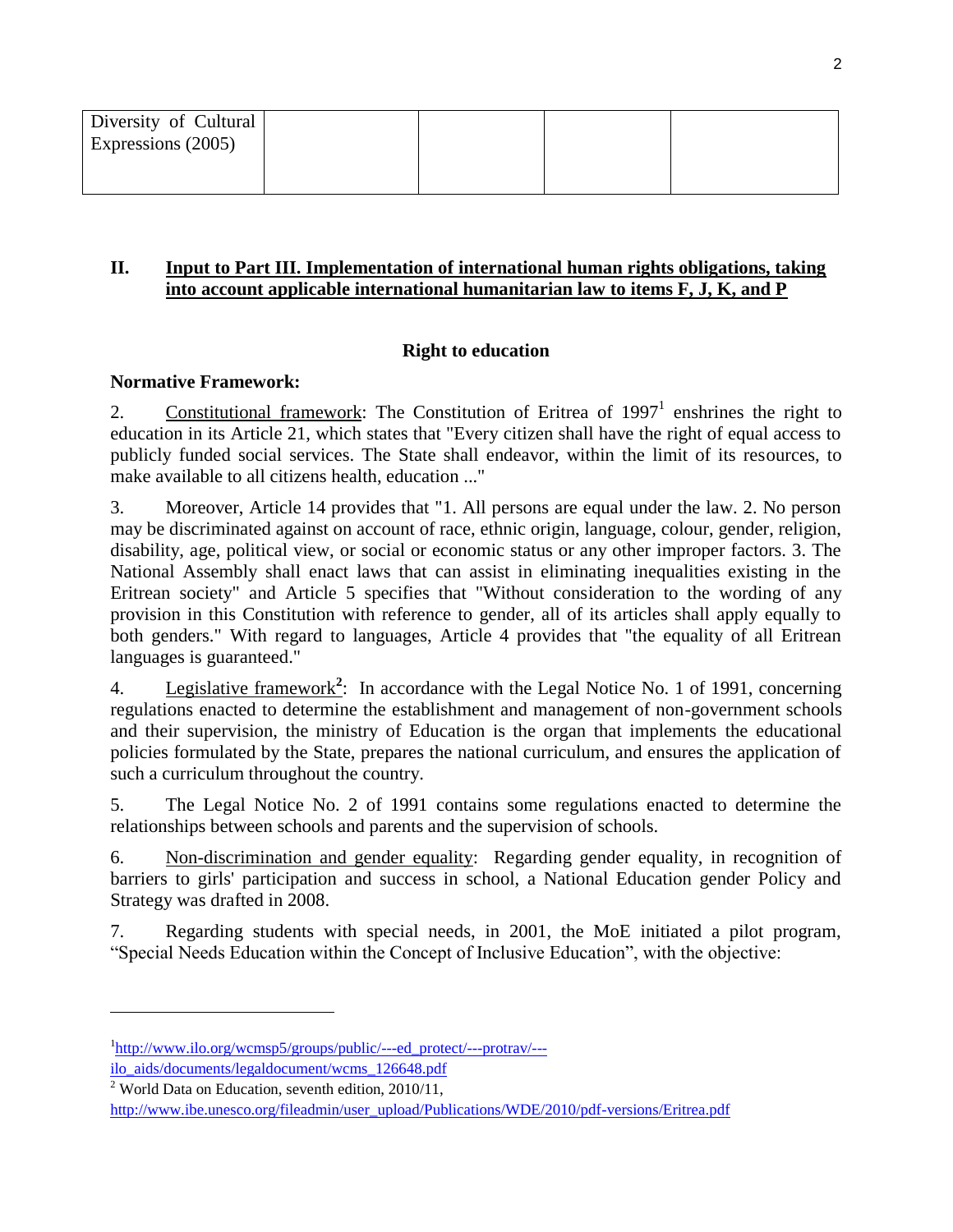| Diversity of Cultural Expressions (2005) | | | | |
|---|---|---|---|---|

## II. Input to Part III. Implementation of international human rights obligations, taking into account applicable international humanitarian law to items F, J, K, and P

### Right to education

**Normative Framework:**

2. Constitutional framework: The Constitution of Eritrea of 1997[1] enshrines the right to education in its Article 21, which states that "Every citizen shall have the right of equal access to publicly funded social services. The State shall endeavor, within the limit of its resources, to make available to all citizens health, education ..."

3. Moreover, Article 14 provides that "1. All persons are equal under the law. 2. No person may be discriminated against on account of race, ethnic origin, language, colour, gender, religion, disability, age, political view, or social or economic status or any other improper factors. 3. The National Assembly shall enact laws that can assist in eliminating inequalities existing in the Eritrean society" and Article 5 specifies that "Without consideration to the wording of any provision in this Constitution with reference to gender, all of its articles shall apply equally to both genders." With regard to languages, Article 4 provides that "the equality of all Eritrean languages is guaranteed."

4. Legislative framework[2]: In accordance with the Legal Notice No. 1 of 1991, concerning regulations enacted to determine the establishment and management of non-government schools and their supervision, the ministry of Education is the organ that implements the educational policies formulated by the State, prepares the national curriculum, and ensures the application of such a curriculum throughout the country.

5. The Legal Notice No. 2 of 1991 contains some regulations enacted to determine the relationships between schools and parents and the supervision of schools.

6. Non-discrimination and gender equality: Regarding gender equality, in recognition of barriers to girls' participation and success in school, a National Education gender Policy and Strategy was drafted in 2008.

7. Regarding students with special needs, in 2001, the MoE initiated a pilot program, "Special Needs Education within the Concept of Inclusive Education", with the objective:

---

[1] http://www.ilo.org/wcmsp5/groups/public/---ed_protect/---protrav/---ilo_aids/documents/legaldocument/wcms_126648.pdf

[2] World Data on Education, seventh edition, 2010/11, http://www.ibe.unesco.org/fileadmin/user_upload/Publications/WDE/2010/pdf-versions/Eritrea.pdf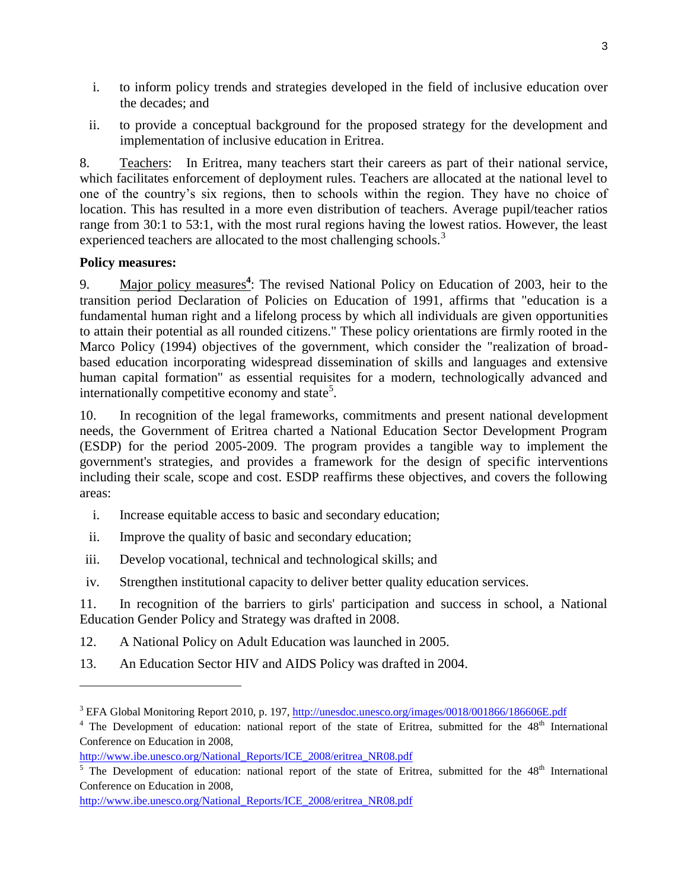i. to inform policy trends and strategies developed in the field of inclusive education over the decades; and

ii. to provide a conceptual background for the proposed strategy for the development and implementation of inclusive education in Eritrea.

8. Teachers: In Eritrea, many teachers start their careers as part of their national service, which facilitates enforcement of deployment rules. Teachers are allocated at the national level to one of the country's six regions, then to schools within the region. They have no choice of location. This has resulted in a more even distribution of teachers. Average pupil/teacher ratios range from 30:1 to 53:1, with the most rural regions having the lowest ratios. However, the least experienced teachers are allocated to the most challenging schools.[3]

**Policy measures:**

9. Major policy measures[4]: The revised National Policy on Education of 2003, heir to the transition period Declaration of Policies on Education of 1991, affirms that "education is a fundamental human right and a lifelong process by which all individuals are given opportunities to attain their potential as all rounded citizens." These policy orientations are firmly rooted in the Marco Policy (1994) objectives of the government, which consider the "realization of broad-based education incorporating widespread dissemination of skills and languages and extensive human capital formation" as essential requisites for a modern, technologically advanced and internationally competitive economy and state[5].

10. In recognition of the legal frameworks, commitments and present national development needs, the Government of Eritrea charted a National Education Sector Development Program (ESDP) for the period 2005-2009. The program provides a tangible way to implement the government's strategies, and provides a framework for the design of specific interventions including their scale, scope and cost. ESDP reaffirms these objectives, and covers the following areas:

i. Increase equitable access to basic and secondary education;

ii. Improve the quality of basic and secondary education;

iii. Develop vocational, technical and technological skills; and

iv. Strengthen institutional capacity to deliver better quality education services.

11. In recognition of the barriers to girls' participation and success in school, a National Education Gender Policy and Strategy was drafted in 2008.

12. A National Policy on Adult Education was launched in 2005.

13. An Education Sector HIV and AIDS Policy was drafted in 2004.

---

[3] EFA Global Monitoring Report 2010, p. 197, http://unesdoc.unesco.org/images/0018/001866/186606E.pdf

[4] The Development of education: national report of the state of Eritrea, submitted for the 48th International Conference on Education in 2008, http://www.ibe.unesco.org/National_Reports/ICE_2008/eritrea_NR08.pdf

[5] The Development of education: national report of the state of Eritrea, submitted for the 48th International Conference on Education in 2008, http://www.ibe.unesco.org/National_Reports/ICE_2008/eritrea_NR08.pdf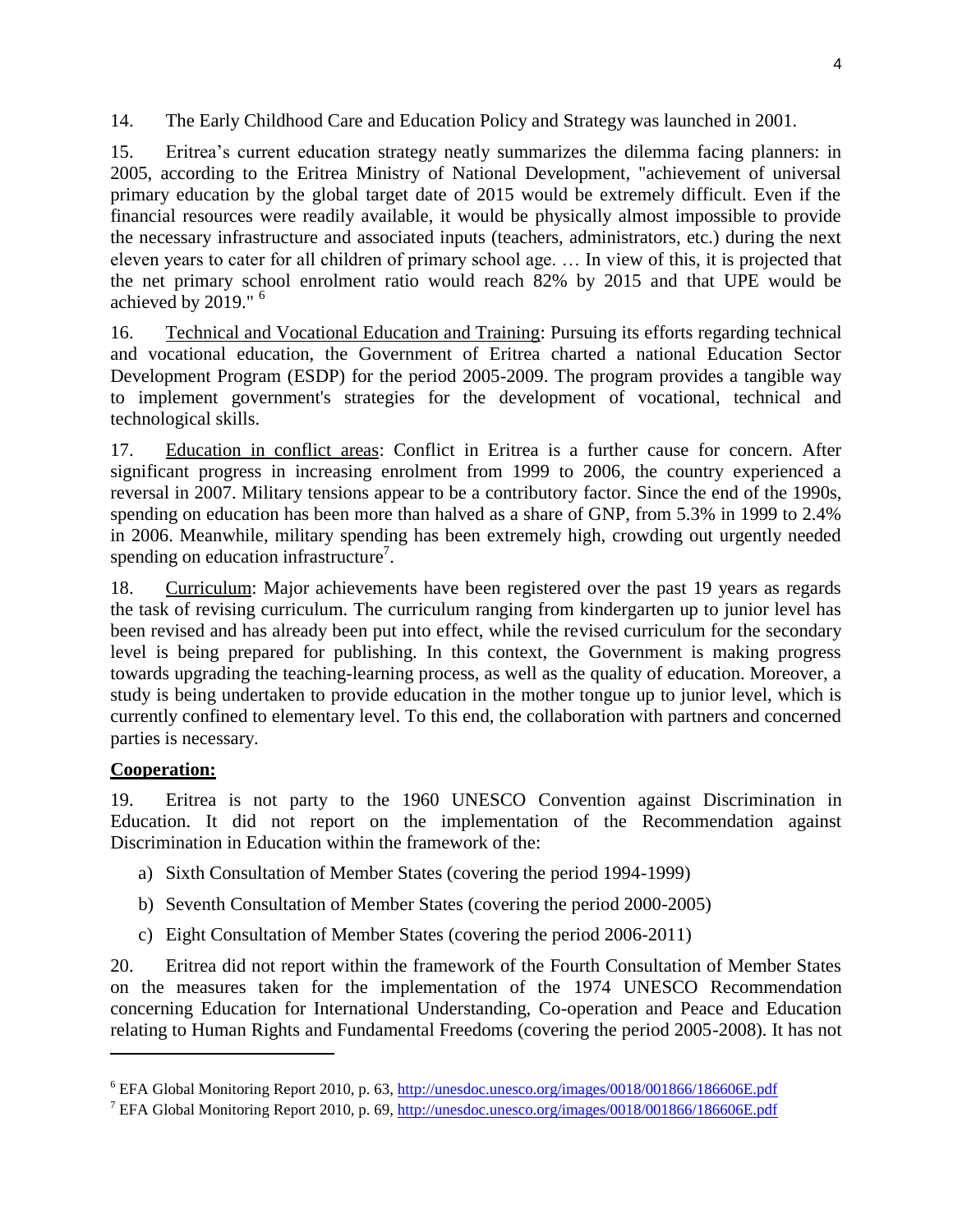14. The Early Childhood Care and Education Policy and Strategy was launched in 2001.

15. Eritrea's current education strategy neatly summarizes the dilemma facing planners: in 2005, according to the Eritrea Ministry of National Development, "achievement of universal primary education by the global target date of 2015 would be extremely difficult. Even if the financial resources were readily available, it would be physically almost impossible to provide the necessary infrastructure and associated inputs (teachers, administrators, etc.) during the next eleven years to cater for all children of primary school age. … In view of this, it is projected that the net primary school enrolment ratio would reach 82% by 2015 and that UPE would be achieved by 2019." [6]

16. Technical and Vocational Education and Training: Pursuing its efforts regarding technical and vocational education, the Government of Eritrea charted a national Education Sector Development Program (ESDP) for the period 2005-2009. The program provides a tangible way to implement government's strategies for the development of vocational, technical and technological skills.

17. Education in conflict areas: Conflict in Eritrea is a further cause for concern. After significant progress in increasing enrolment from 1999 to 2006, the country experienced a reversal in 2007. Military tensions appear to be a contributory factor. Since the end of the 1990s, spending on education has been more than halved as a share of GNP, from 5.3% in 1999 to 2.4% in 2006. Meanwhile, military spending has been extremely high, crowding out urgently needed spending on education infrastructure[7].

18. Curriculum: Major achievements have been registered over the past 19 years as regards the task of revising curriculum. The curriculum ranging from kindergarten up to junior level has been revised and has already been put into effect, while the revised curriculum for the secondary level is being prepared for publishing. In this context, the Government is making progress towards upgrading the teaching-learning process, as well as the quality of education. Moreover, a study is being undertaken to provide education in the mother tongue up to junior level, which is currently confined to elementary level. To this end, the collaboration with partners and concerned parties is necessary.

**Cooperation:**

19. Eritrea is not party to the 1960 UNESCO Convention against Discrimination in Education. It did not report on the implementation of the Recommendation against Discrimination in Education within the framework of the:

a) Sixth Consultation of Member States (covering the period 1994-1999)

b) Seventh Consultation of Member States (covering the period 2000-2005)

c) Eight Consultation of Member States (covering the period 2006-2011)

20. Eritrea did not report within the framework of the Fourth Consultation of Member States on the measures taken for the implementation of the 1974 UNESCO Recommendation concerning Education for International Understanding, Co-operation and Peace and Education relating to Human Rights and Fundamental Freedoms (covering the period 2005-2008). It has not

---

[6] EFA Global Monitoring Report 2010, p. 63, http://unesdoc.unesco.org/images/0018/001866/186606E.pdf

[7] EFA Global Monitoring Report 2010, p. 69, http://unesdoc.unesco.org/images/0018/001866/186606E.pdf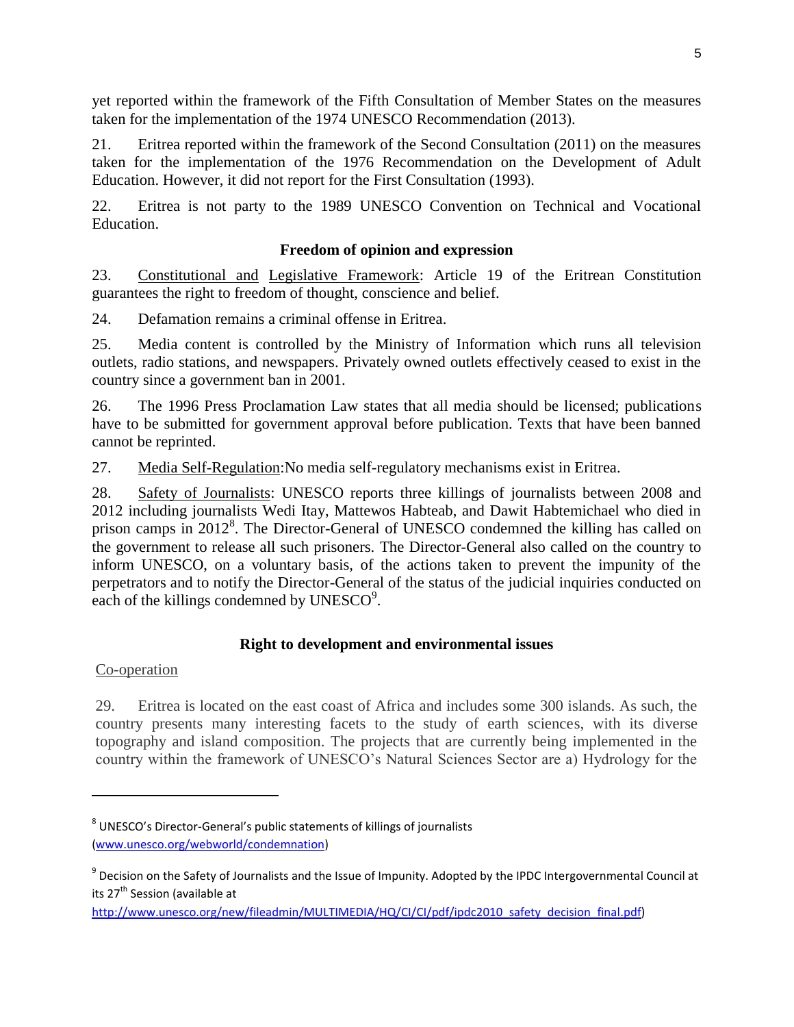yet reported within the framework of the Fifth Consultation of Member States on the measures taken for the implementation of the 1974 UNESCO Recommendation (2013).

21. Eritrea reported within the framework of the Second Consultation (2011) on the measures taken for the implementation of the 1976 Recommendation on the Development of Adult Education. However, it did not report for the First Consultation (1993).

22. Eritrea is not party to the 1989 UNESCO Convention on Technical and Vocational Education.

**Freedom of opinion and expression**

23. Constitutional and Legislative Framework: Article 19 of the Eritrean Constitution guarantees the right to freedom of thought, conscience and belief.

24. Defamation remains a criminal offense in Eritrea.

25. Media content is controlled by the Ministry of Information which runs all television outlets, radio stations, and newspapers. Privately owned outlets effectively ceased to exist in the country since a government ban in 2001.

26. The 1996 Press Proclamation Law states that all media should be licensed; publications have to be submitted for government approval before publication. Texts that have been banned cannot be reprinted.

27. Media Self-Regulation:No media self-regulatory mechanisms exist in Eritrea.

28. Safety of Journalists: UNESCO reports three killings of journalists between 2008 and 2012 including journalists Wedi Itay, Mattewos Habteab, and Dawit Habtemichael who died in prison camps in 2012[8]. The Director-General of UNESCO condemned the killing has called on the government to release all such prisoners. The Director-General also called on the country to inform UNESCO, on a voluntary basis, of the actions taken to prevent the impunity of the perpetrators and to notify the Director-General of the status of the judicial inquiries conducted on each of the killings condemned by UNESCO[9].

**Right to development and environmental issues**

Co-operation

29. Eritrea is located on the east coast of Africa and includes some 300 islands. As such, the country presents many interesting facets to the study of earth sciences, with its diverse topography and island composition. The projects that are currently being implemented in the country within the framework of UNESCO's Natural Sciences Sector are a) Hydrology for the

---

[8] UNESCO's Director-General's public statements of killings of journalists (www.unesco.org/webworld/condemnation)

[9] Decision on the Safety of Journalists and the Issue of Impunity. Adopted by the IPDC Intergovernmental Council at its 27th Session (available at http://www.unesco.org/new/fileadmin/MULTIMEDIA/HQ/CI/CI/pdf/ipdc2010_safety_decision_final.pdf)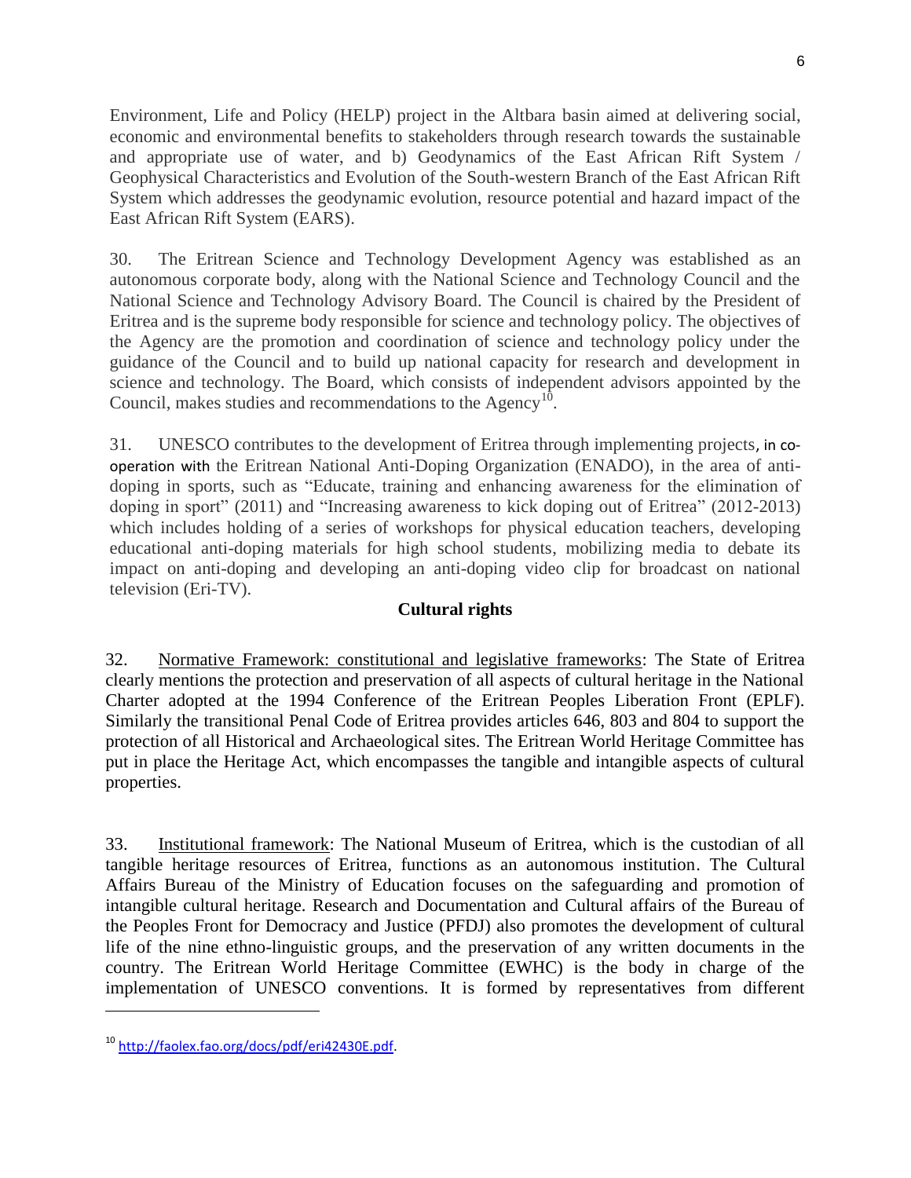Environment, Life and Policy (HELP) project in the Altbara basin aimed at delivering social, economic and environmental benefits to stakeholders through research towards the sustainable and appropriate use of water, and b) Geodynamics of the East African Rift System / Geophysical Characteristics and Evolution of the South-western Branch of the East African Rift System which addresses the geodynamic evolution, resource potential and hazard impact of the East African Rift System (EARS).

30. The Eritrean Science and Technology Development Agency was established as an autonomous corporate body, along with the National Science and Technology Council and the National Science and Technology Advisory Board. The Council is chaired by the President of Eritrea and is the supreme body responsible for science and technology policy. The objectives of the Agency are the promotion and coordination of science and technology policy under the guidance of the Council and to build up national capacity for research and development in science and technology. The Board, which consists of independent advisors appointed by the Council, makes studies and recommendations to the Agency[10].

31. UNESCO contributes to the development of Eritrea through implementing projects, in co-operation with the Eritrean National Anti-Doping Organization (ENADO), in the area of anti-doping in sports, such as "Educate, training and enhancing awareness for the elimination of doping in sport" (2011) and "Increasing awareness to kick doping out of Eritrea" (2012-2013) which includes holding of a series of workshops for physical education teachers, developing educational anti-doping materials for high school students, mobilizing media to debate its impact on anti-doping and developing an anti-doping video clip for broadcast on national television (Eri-TV).

## Cultural rights

32. Normative Framework: constitutional and legislative frameworks: The State of Eritrea clearly mentions the protection and preservation of all aspects of cultural heritage in the National Charter adopted at the 1994 Conference of the Eritrean Peoples Liberation Front (EPLF). Similarly the transitional Penal Code of Eritrea provides articles 646, 803 and 804 to support the protection of all Historical and Archaeological sites. The Eritrean World Heritage Committee has put in place the Heritage Act, which encompasses the tangible and intangible aspects of cultural properties.

33. Institutional framework: The National Museum of Eritrea, which is the custodian of all tangible heritage resources of Eritrea, functions as an autonomous institution. The Cultural Affairs Bureau of the Ministry of Education focuses on the safeguarding and promotion of intangible cultural heritage. Research and Documentation and Cultural affairs of the Bureau of the Peoples Front for Democracy and Justice (PFDJ) also promotes the development of cultural life of the nine ethno-linguistic groups, and the preservation of any written documents in the country. The Eritrean World Heritage Committee (EWHC) is the body in charge of the implementation of UNESCO conventions. It is formed by representatives from different

---

[10] http://faolex.fao.org/docs/pdf/eri42430E.pdf.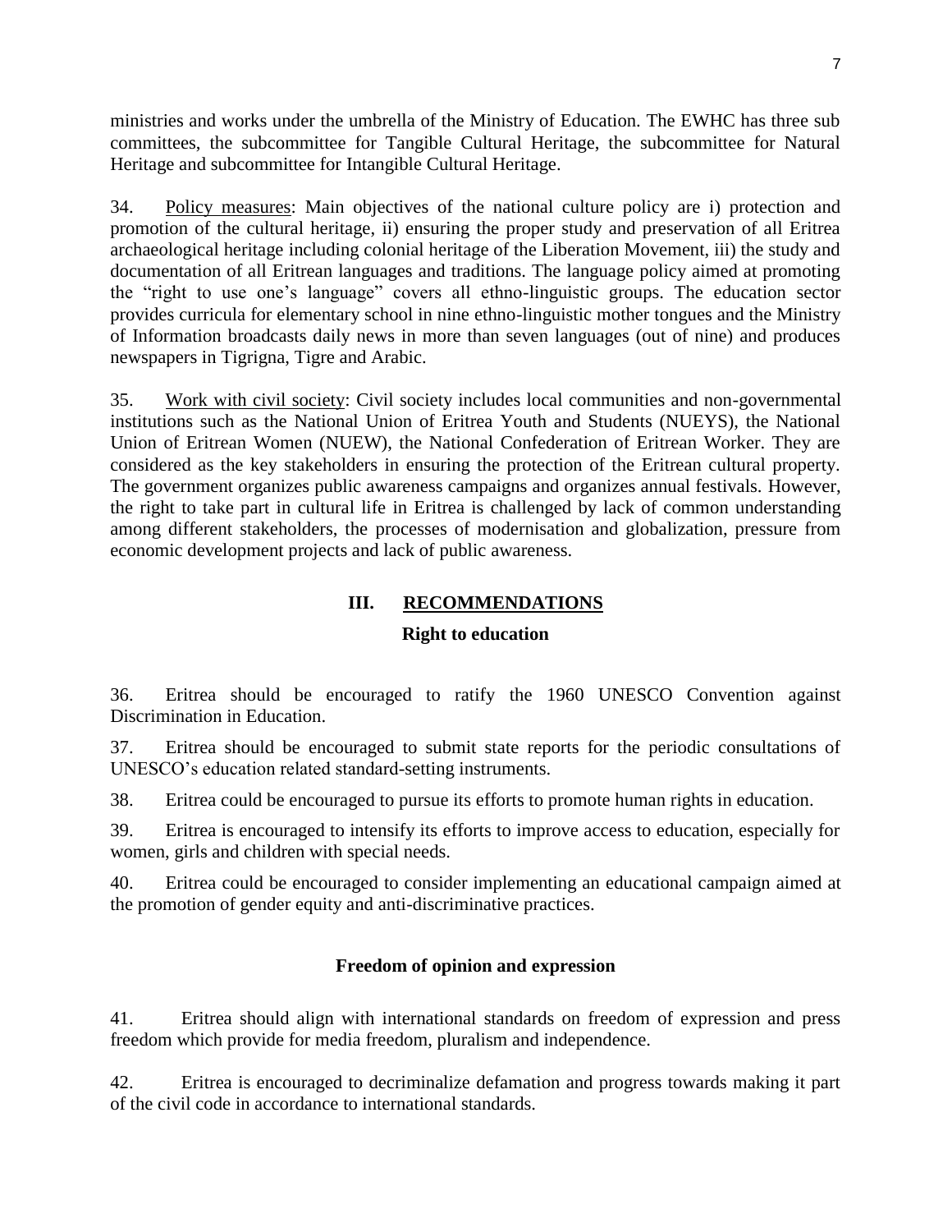ministries and works under the umbrella of the Ministry of Education. The EWHC has three sub committees, the subcommittee for Tangible Cultural Heritage, the subcommittee for Natural Heritage and subcommittee for Intangible Cultural Heritage.

34. Policy measures: Main objectives of the national culture policy are i) protection and promotion of the cultural heritage, ii) ensuring the proper study and preservation of all Eritrea archaeological heritage including colonial heritage of the Liberation Movement, iii) the study and documentation of all Eritrean languages and traditions. The language policy aimed at promoting the "right to use one's language" covers all ethno-linguistic groups. The education sector provides curricula for elementary school in nine ethno-linguistic mother tongues and the Ministry of Information broadcasts daily news in more than seven languages (out of nine) and produces newspapers in Tigrigna, Tigre and Arabic.

35. Work with civil society: Civil society includes local communities and non-governmental institutions such as the National Union of Eritrea Youth and Students (NUEYS), the National Union of Eritrean Women (NUEW), the National Confederation of Eritrean Worker. They are considered as the key stakeholders in ensuring the protection of the Eritrean cultural property. The government organizes public awareness campaigns and organizes annual festivals. However, the right to take part in cultural life in Eritrea is challenged by lack of common understanding among different stakeholders, the processes of modernisation and globalization, pressure from economic development projects and lack of public awareness.

## III. RECOMMENDATIONS

### Right to education

36. Eritrea should be encouraged to ratify the 1960 UNESCO Convention against Discrimination in Education.

37. Eritrea should be encouraged to submit state reports for the periodic consultations of UNESCO's education related standard-setting instruments.

38. Eritrea could be encouraged to pursue its efforts to promote human rights in education.

39. Eritrea is encouraged to intensify its efforts to improve access to education, especially for women, girls and children with special needs.

40. Eritrea could be encouraged to consider implementing an educational campaign aimed at the promotion of gender equity and anti-discriminative practices.

### Freedom of opinion and expression

41. Eritrea should align with international standards on freedom of expression and press freedom which provide for media freedom, pluralism and independence.

42. Eritrea is encouraged to decriminalize defamation and progress towards making it part of the civil code in accordance to international standards.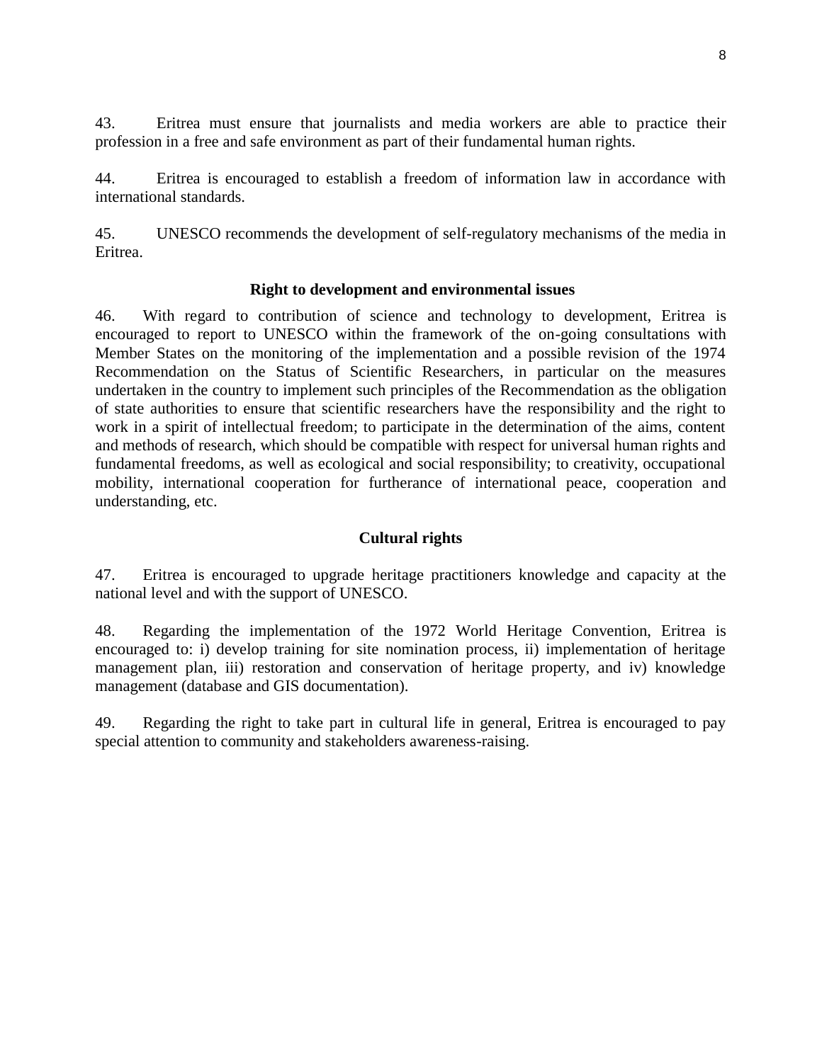43. Eritrea must ensure that journalists and media workers are able to practice their profession in a free and safe environment as part of their fundamental human rights.

44. Eritrea is encouraged to establish a freedom of information law in accordance with international standards.

45. UNESCO recommends the development of self-regulatory mechanisms of the media in Eritrea.

### Right to development and environmental issues

46. With regard to contribution of science and technology to development, Eritrea is encouraged to report to UNESCO within the framework of the on-going consultations with Member States on the monitoring of the implementation and a possible revision of the 1974 Recommendation on the Status of Scientific Researchers, in particular on the measures undertaken in the country to implement such principles of the Recommendation as the obligation of state authorities to ensure that scientific researchers have the responsibility and the right to work in a spirit of intellectual freedom; to participate in the determination of the aims, content and methods of research, which should be compatible with respect for universal human rights and fundamental freedoms, as well as ecological and social responsibility; to creativity, occupational mobility, international cooperation for furtherance of international peace, cooperation and understanding, etc.

### Cultural rights

47. Eritrea is encouraged to upgrade heritage practitioners knowledge and capacity at the national level and with the support of UNESCO.

48. Regarding the implementation of the 1972 World Heritage Convention, Eritrea is encouraged to: i) develop training for site nomination process, ii) implementation of heritage management plan, iii) restoration and conservation of heritage property, and iv) knowledge management (database and GIS documentation).

49. Regarding the right to take part in cultural life in general, Eritrea is encouraged to pay special attention to community and stakeholders awareness-raising.